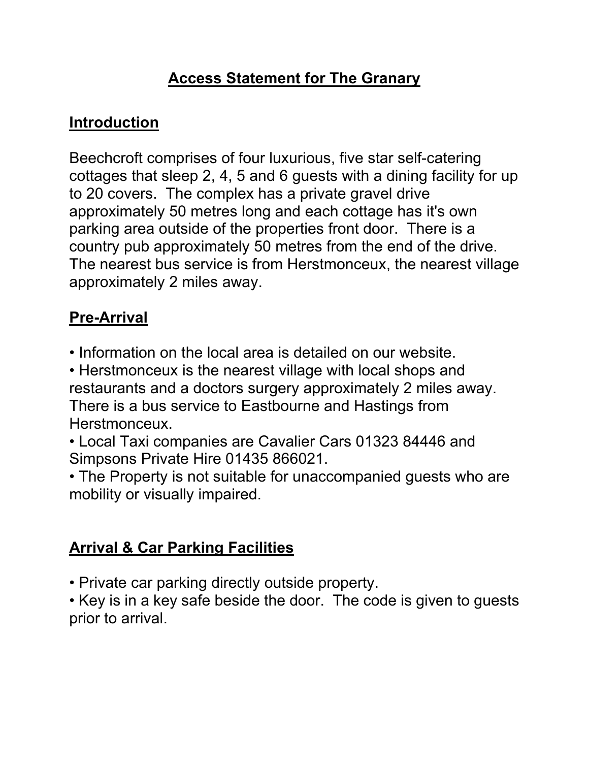# Access Statement for The Granary

## Introduction

Beechcroft comprises of four luxurious, five star self-catering cottages that sleep 2, 4, 5 and 6 guests with a dining facility for up to 20 covers. The complex has a private gravel drive approximately 50 metres long and each cottage has it's own parking area outside of the properties front door. There is a country pub approximately 50 metres from the end of the drive. The nearest bus service is from Herstmonceux, the nearest village approximately 2 miles away.

## Pre-Arrival

- Information on the local area is detailed on our website.
- Herstmonceux is the nearest village with local shops and restaurants and a doctors surgery approximately 2 miles away. There is a bus service to Eastbourne and Hastings from Herstmonceux.
- Local Taxi companies are Cavalier Cars 01323 84446 and Simpsons Private Hire 01435 866021.
- The Property is not suitable for unaccompanied guests who are mobility or visually impaired.

## Arrival & Car Parking Facilities

- Private car parking directly outside property.
- Key is in a key safe beside the door. The code is given to guests prior to arrival.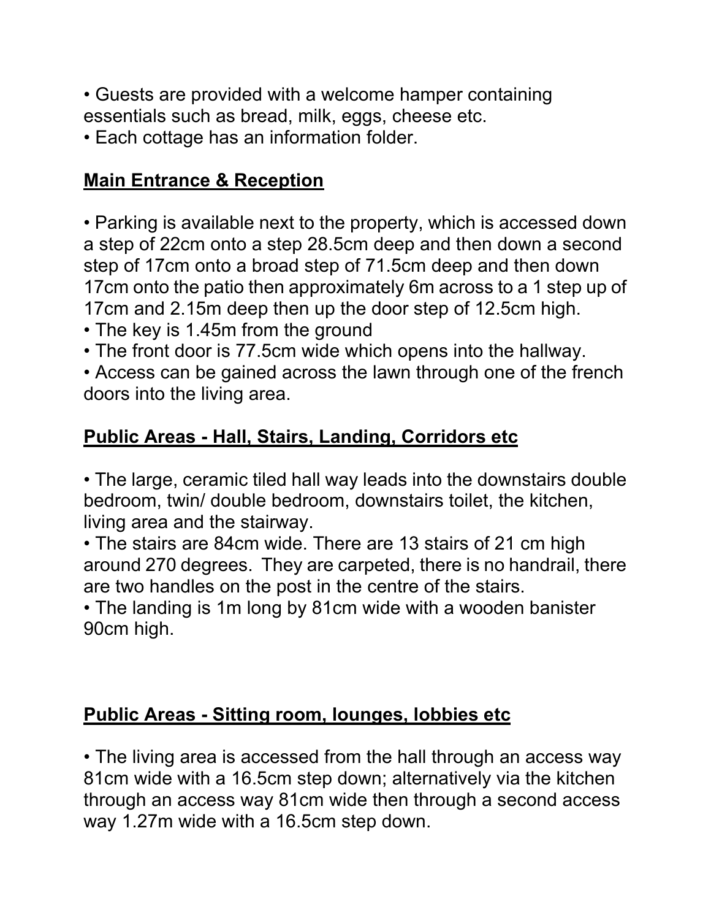• Guests are provided with a welcome hamper containing essentials such as bread, milk, eggs, cheese etc.
• Each cottage has an information folder.

## Main Entrance & Reception

• Parking is available next to the property, which is accessed down a step of 22cm onto a step 28.5cm deep and then down a second step of 17cm onto a broad step of 71.5cm deep and then down 17cm onto the patio then approximately 6m across to a 1 step up of 17cm and 2.15m deep then up the door step of 12.5cm high.
• The key is 1.45m from the ground
• The front door is 77.5cm wide which opens into the hallway.
• Access can be gained across the lawn through one of the french doors into the living area.

## Public Areas - Hall, Stairs, Landing, Corridors etc

• The large, ceramic tiled hall way leads into the downstairs double bedroom, twin/ double bedroom, downstairs toilet, the kitchen, living area and the stairway.
• The stairs are 84cm wide. There are 13 stairs of 21 cm high around 270 degrees. They are carpeted, there is no handrail, there are two handles on the post in the centre of the stairs.
• The landing is 1m long by 81cm wide with a wooden banister 90cm high.

## Public Areas - Sitting room, lounges, lobbies etc

• The living area is accessed from the hall through an access way 81cm wide with a 16.5cm step down; alternatively via the kitchen through an access way 81cm wide then through a second access way 1.27m wide with a 16.5cm step down.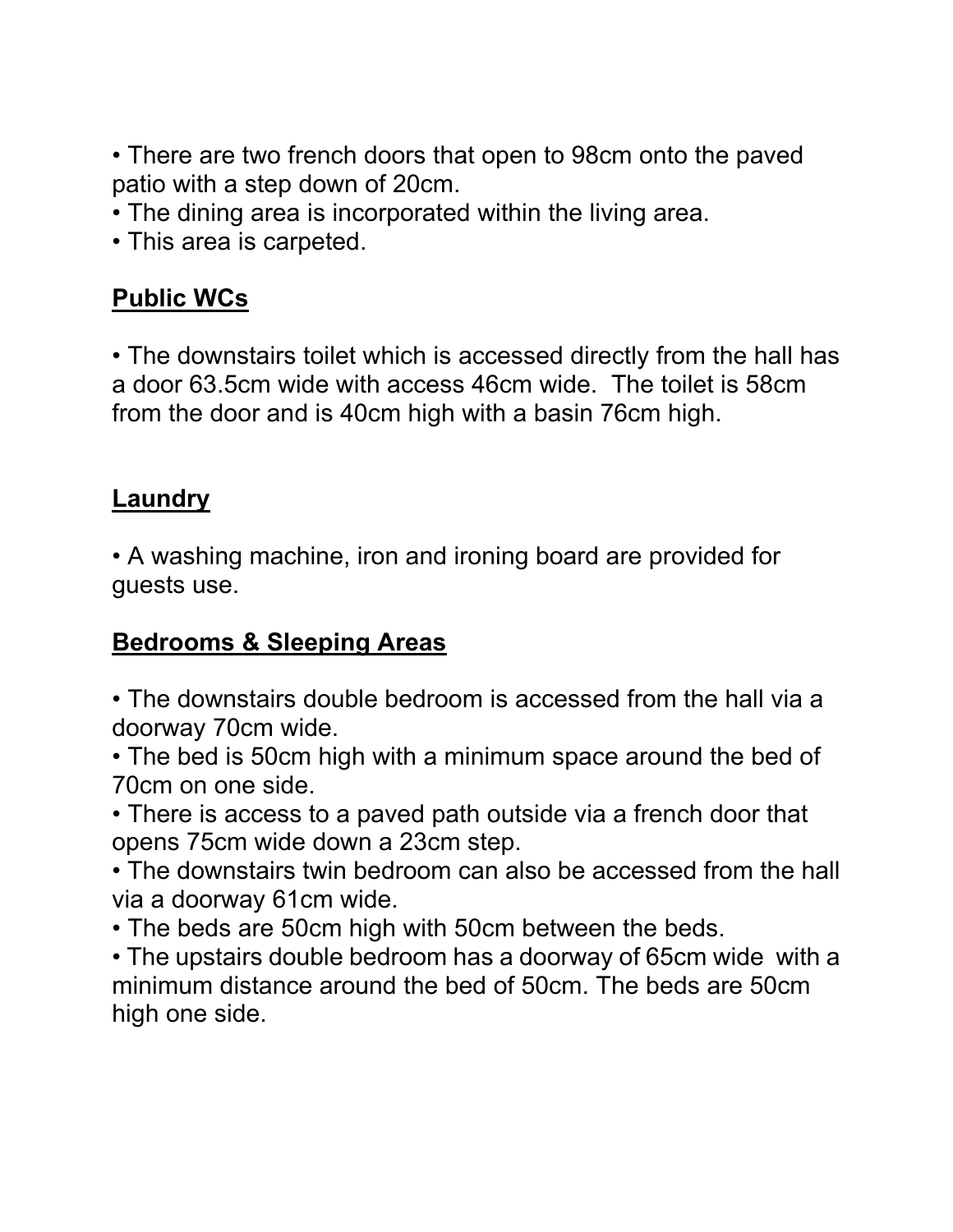- There are two french doors that open to 98cm onto the paved patio with a step down of 20cm.
- The dining area is incorporated within the living area.
- This area is carpeted.

## Public WCs

- The downstairs toilet which is accessed directly from the hall has a door 63.5cm wide with access 46cm wide. The toilet is 58cm from the door and is 40cm high with a basin 76cm high.

## Laundry

- A washing machine, iron and ironing board are provided for guests use.

## Bedrooms & Sleeping Areas

- The downstairs double bedroom is accessed from the hall via a doorway 70cm wide.
- The bed is 50cm high with a minimum space around the bed of 70cm on one side.
- There is access to a paved path outside via a french door that opens 75cm wide down a 23cm step.
- The downstairs twin bedroom can also be accessed from the hall via a doorway 61cm wide.
- The beds are 50cm high with 50cm between the beds.
- The upstairs double bedroom has a doorway of 65cm wide with a minimum distance around the bed of 50cm. The beds are 50cm high one side.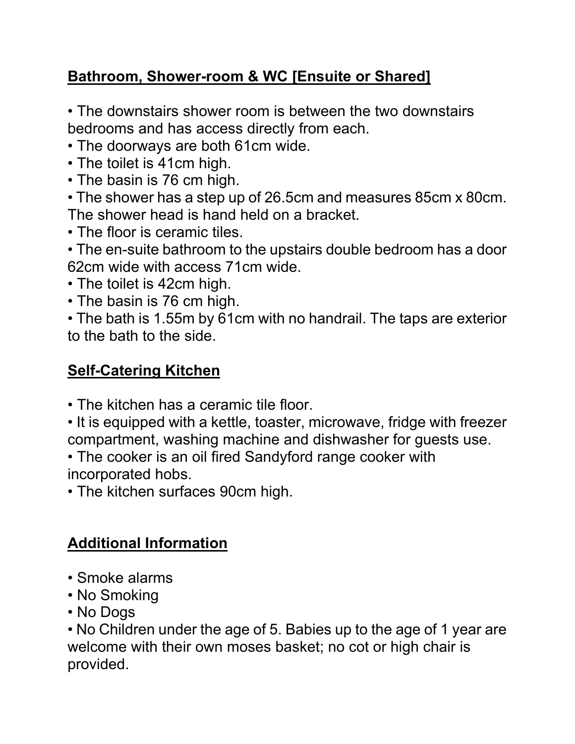## Bathroom, Shower-room & WC [Ensuite or Shared]

- The downstairs shower room is between the two downstairs bedrooms and has access directly from each.
- The doorways are both 61cm wide.
- The toilet is 41cm high.
- The basin is 76 cm high.
- The shower has a step up of 26.5cm and measures 85cm x 80cm. The shower head is hand held on a bracket.
- The floor is ceramic tiles.
- The en-suite bathroom to the upstairs double bedroom has a door 62cm wide with access 71cm wide.
- The toilet is 42cm high.
- The basin is 76 cm high.
- The bath is 1.55m by 61cm with no handrail. The taps are exterior to the bath to the side.

## Self-Catering Kitchen

- The kitchen has a ceramic tile floor.
- It is equipped with a kettle, toaster, microwave, fridge with freezer compartment, washing machine and dishwasher for guests use.
- The cooker is an oil fired Sandyford range cooker with incorporated hobs.
- The kitchen surfaces 90cm high.

## Additional Information

- Smoke alarms
- No Smoking
- No Dogs
- No Children under the age of 5. Babies up to the age of 1 year are welcome with their own moses basket; no cot or high chair is provided.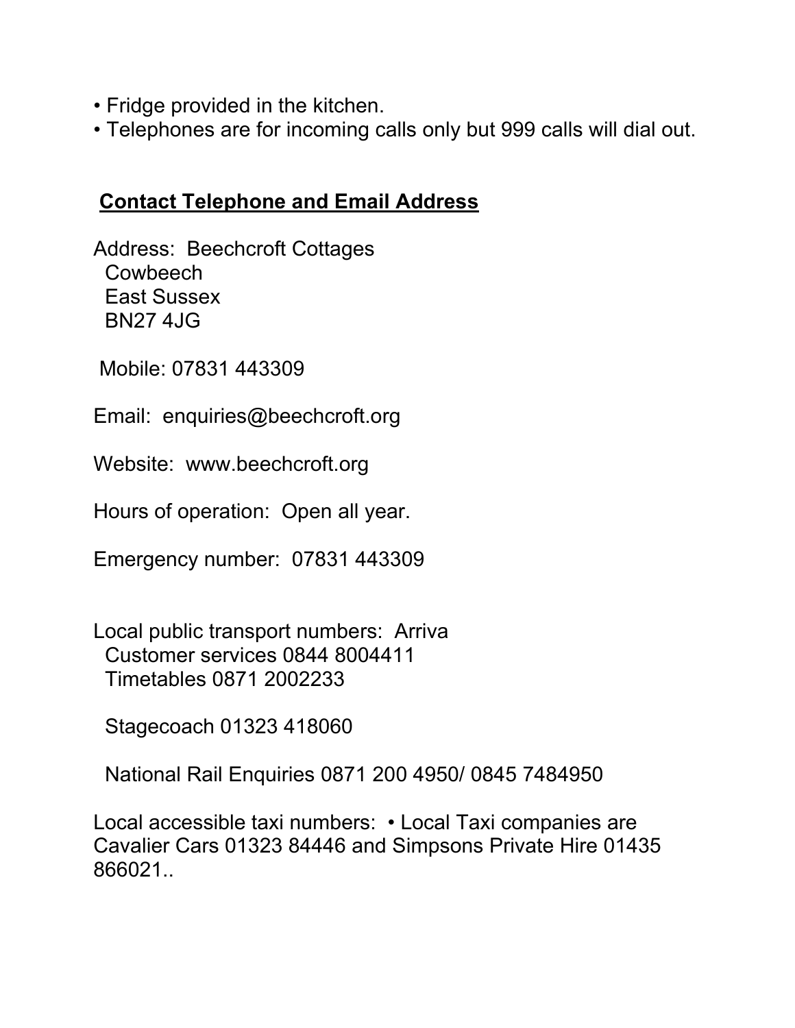- Fridge provided in the kitchen.
- Telephones are for incoming calls only but 999 calls will dial out.

## Contact Telephone and Email Address

Address: Beechcroft Cottages
Cowbeech
East Sussex
BN27 4JG

Mobile: 07831 443309

Email: enquiries@beechcroft.org

Website: www.beechcroft.org

Hours of operation: Open all year.

Emergency number: 07831 443309

Local public transport numbers: Arriva
Customer services 0844 8004411
Timetables 0871 2002233

Stagecoach 01323 418060

National Rail Enquiries 0871 200 4950/ 0845 7484950

Local accessible taxi numbers: • Local Taxi companies are Cavalier Cars 01323 84446 and Simpsons Private Hire 01435 866021..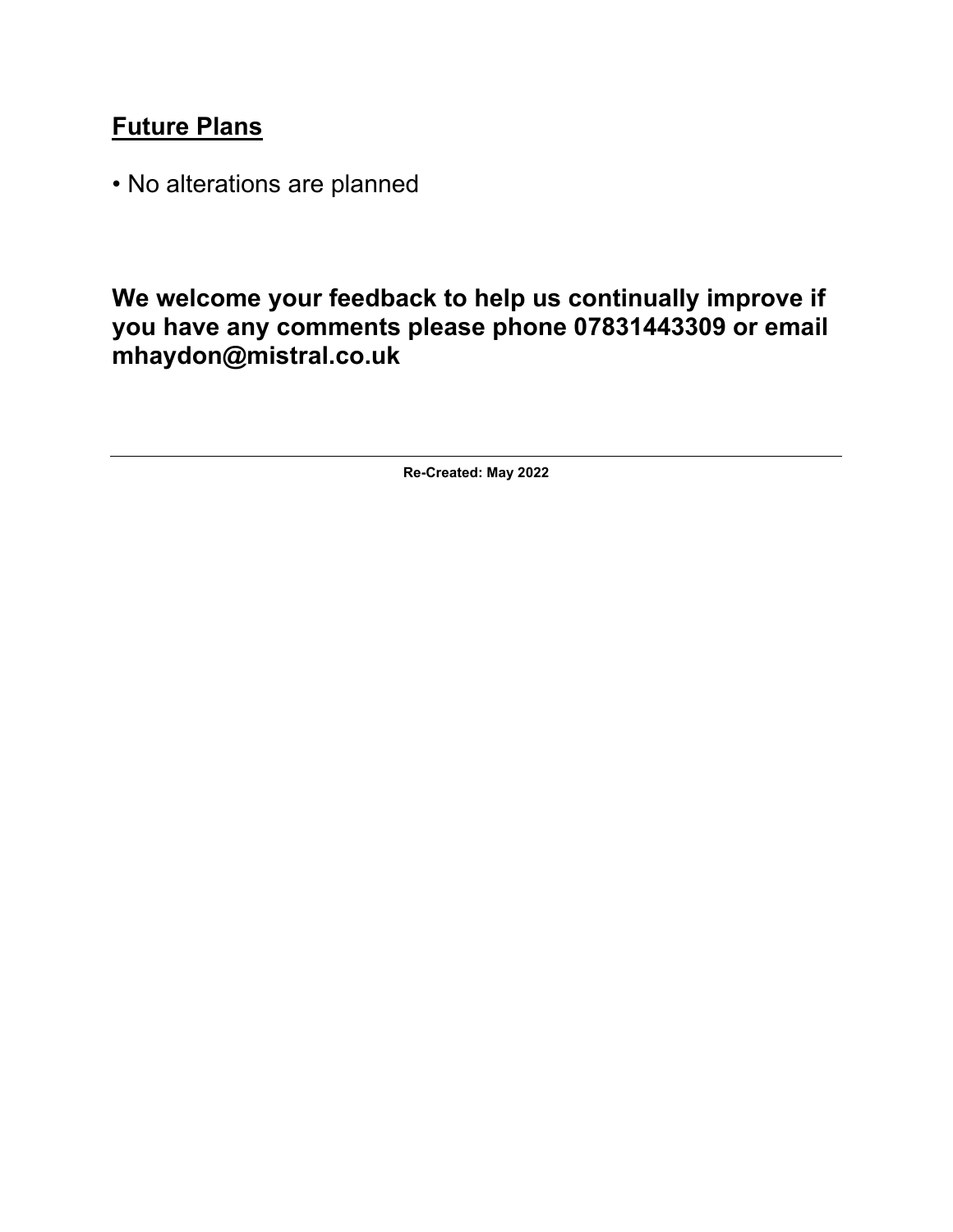## Future Plans

• No alterations are planned

**We welcome your feedback to help us continually improve if you have any comments please phone 07831443309 or email mhaydon@mistral.co.uk**

---

**Re-Created: May 2022**